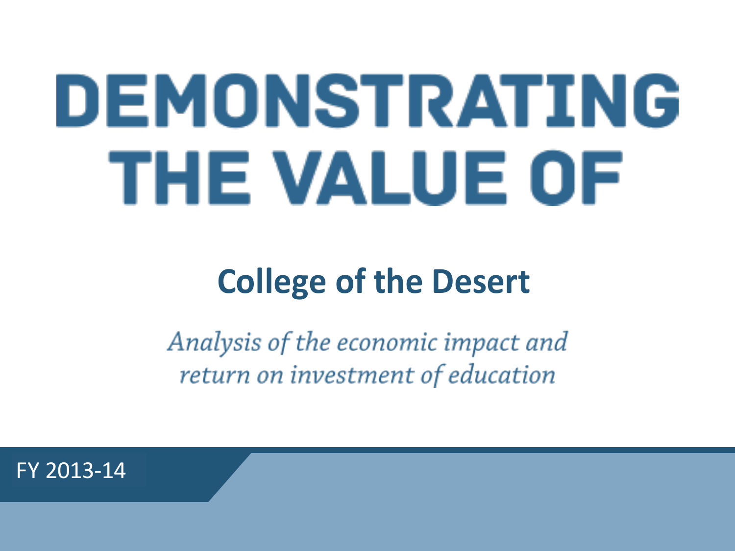# DEMONSTRATING THE VALUE OF

## College of the Desert

*Analysis of the economic impact and return on investment of education*

FY 2013-14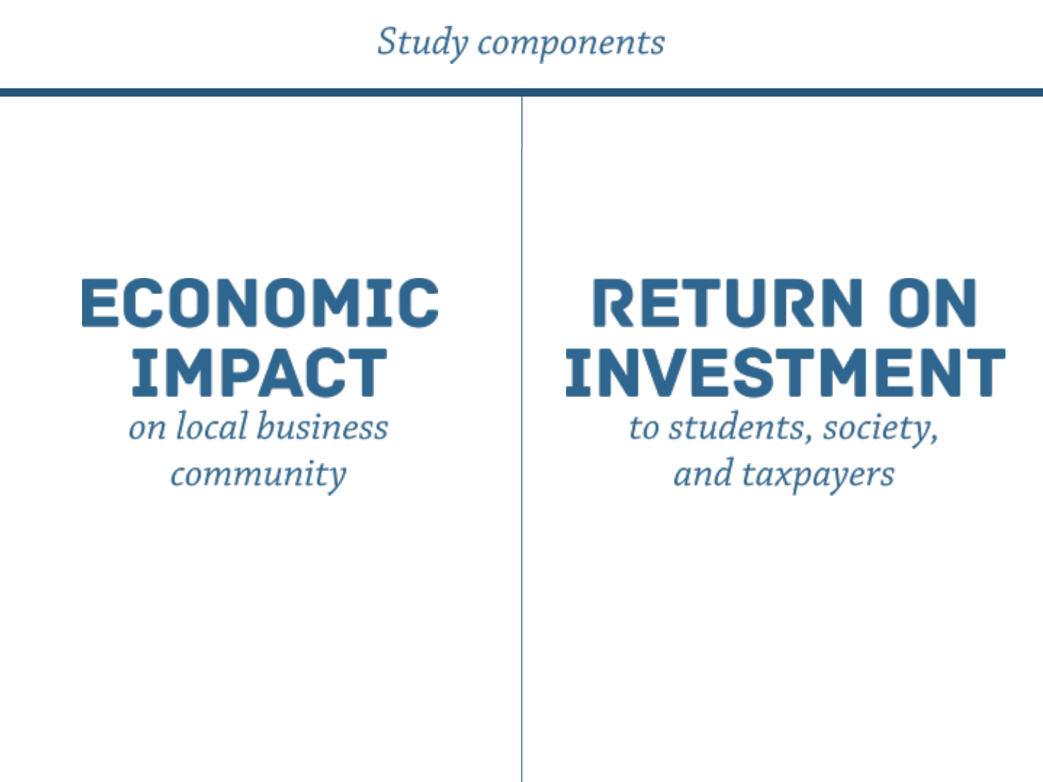*Study components*

## ECONOMIC IMPACT

*on local business community*

## RETURN ON INVESTMENT

*to students, society, and taxpayers*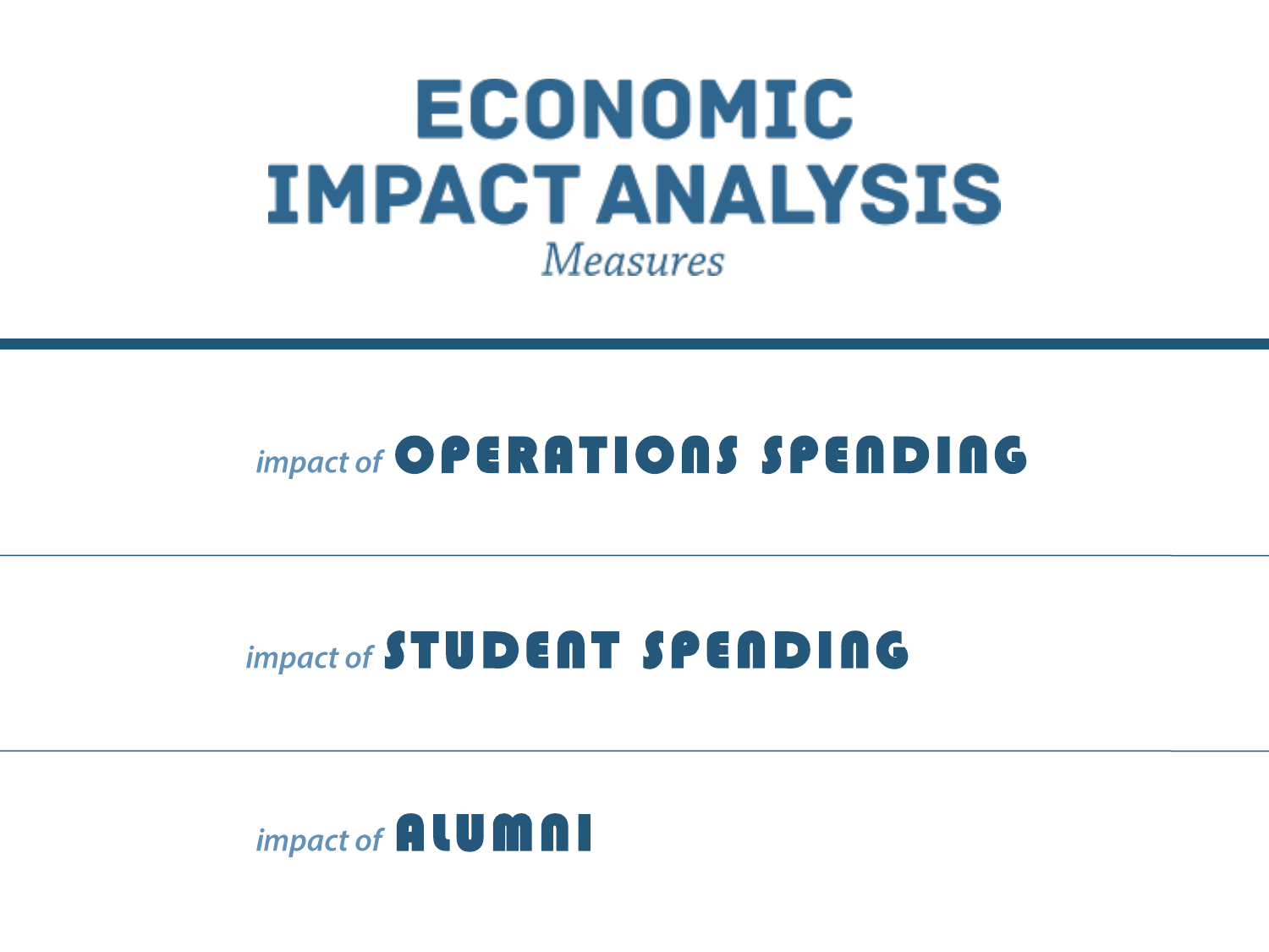# ECONOMIC IMPACT ANALYSIS

*Measures*

---

*impact of* **OPERATIONS SPENDING**

---

*impact of* **STUDENT SPENDING**

---

*impact of* **ALUMNI**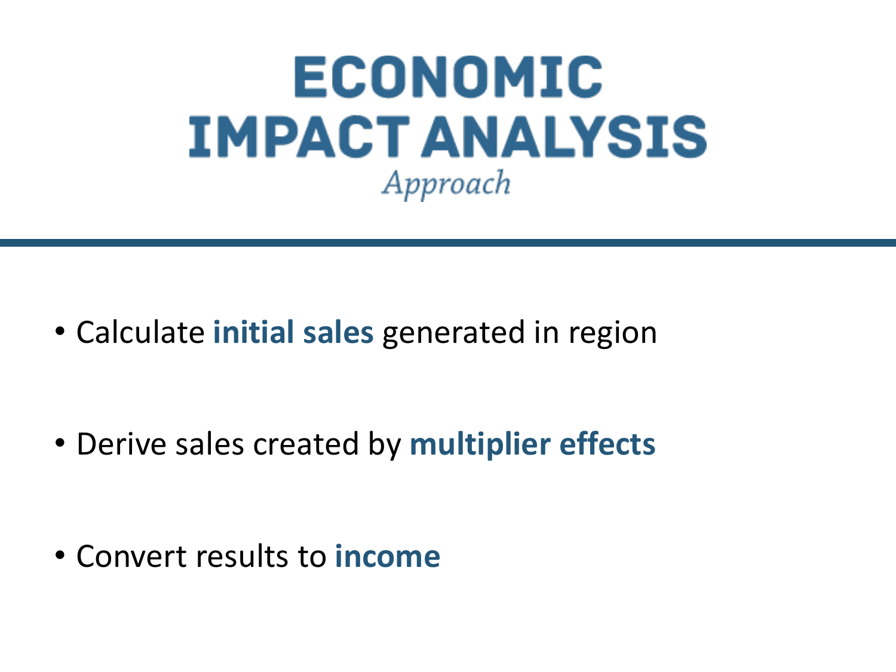# ECONOMIC IMPACT ANALYSIS

*Approach*

- Calculate **initial sales** generated in region
- Derive sales created by **multiplier effects**
- Convert results to **income**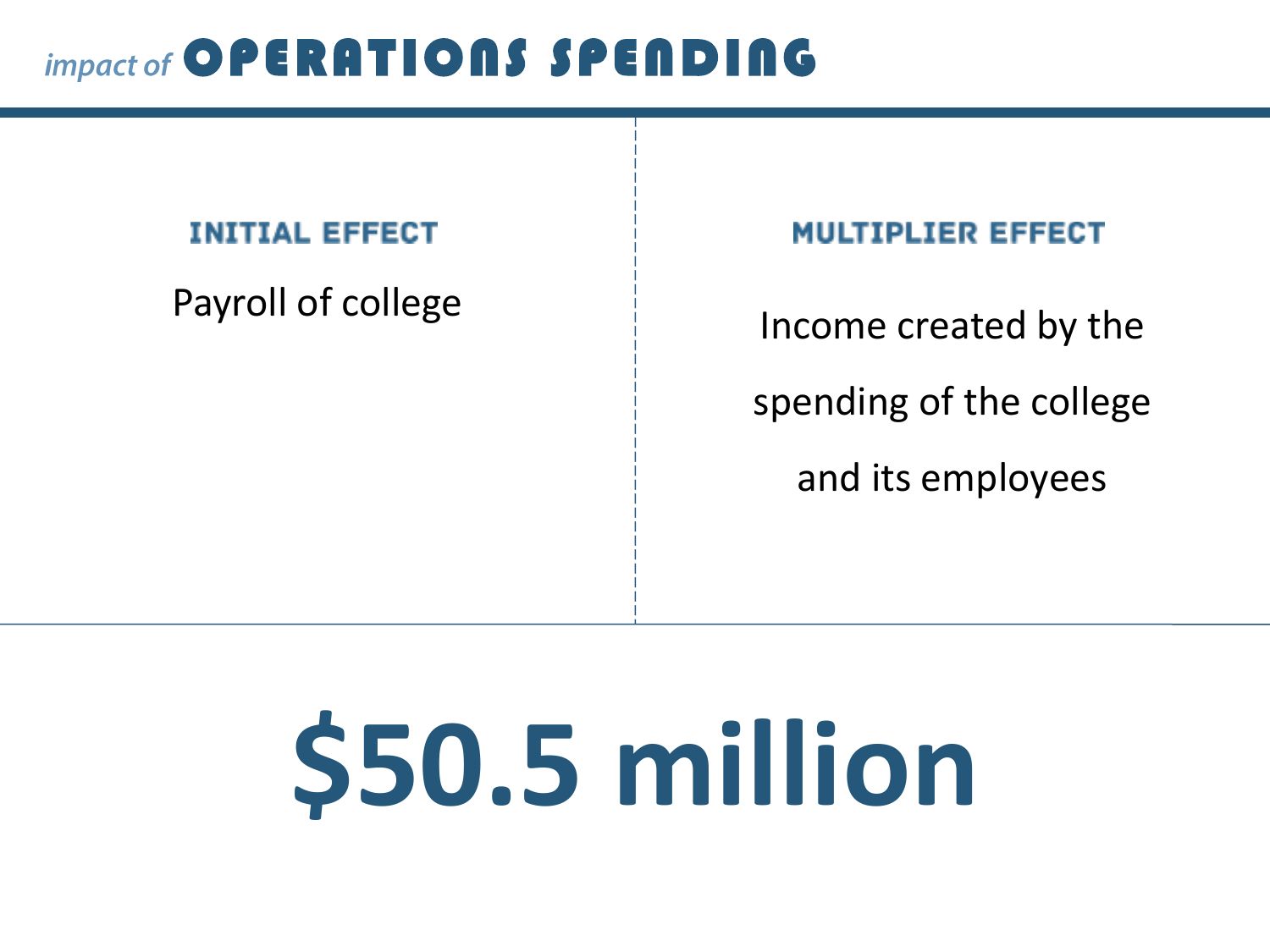# *impact of* OPERATIONS SPENDING

| INITIAL EFFECT | MULTIPLIER EFFECT |
| --- | --- |
| Payroll of college | Income created by the spending of the college and its employees |

**$50.5 million**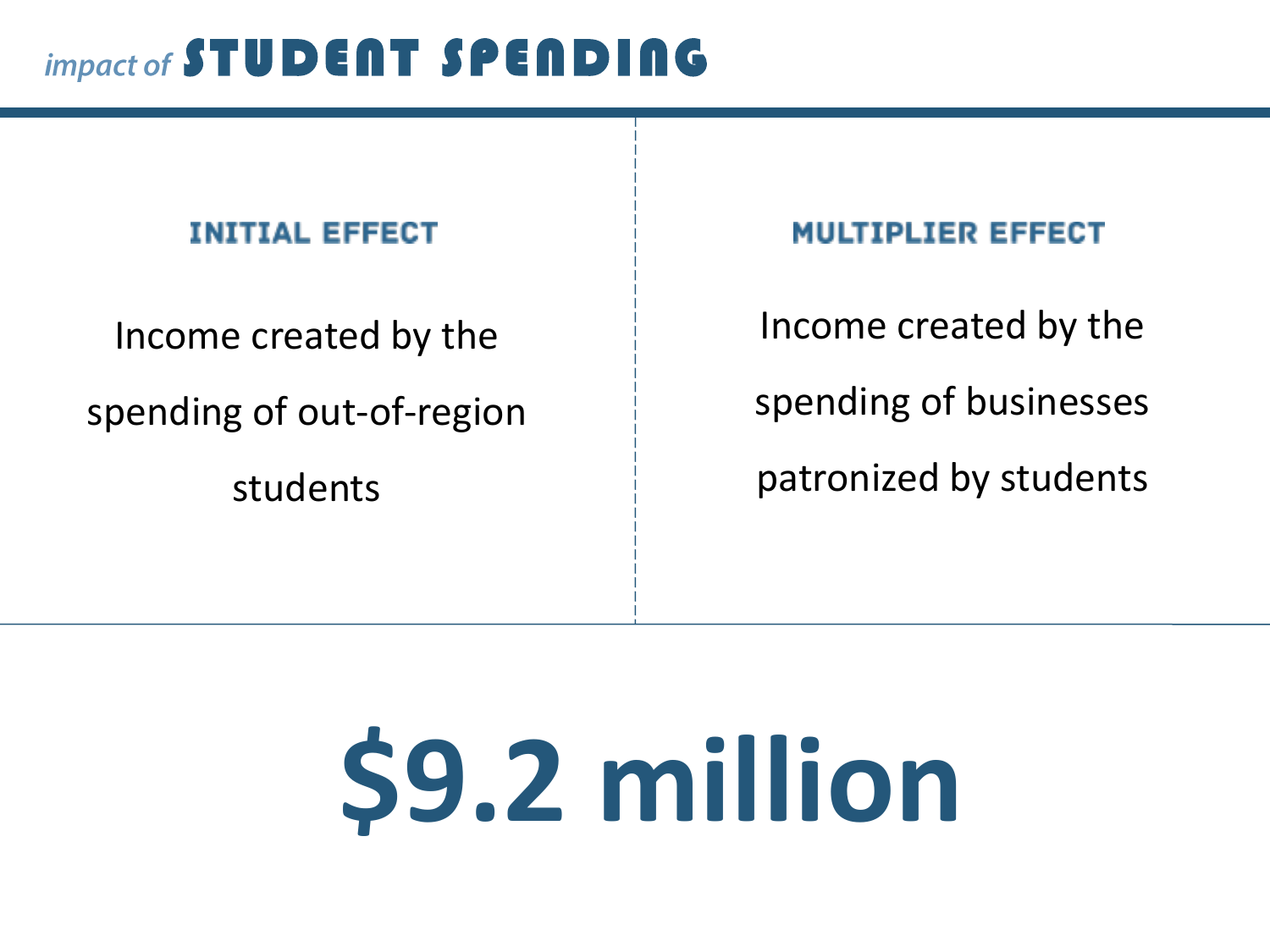# *impact of* STUDENT SPENDING

### INITIAL EFFECT

Income created by the spending of out-of-region students

### MULTIPLIER EFFECT

Income created by the spending of businesses patronized by students

# $9.2 million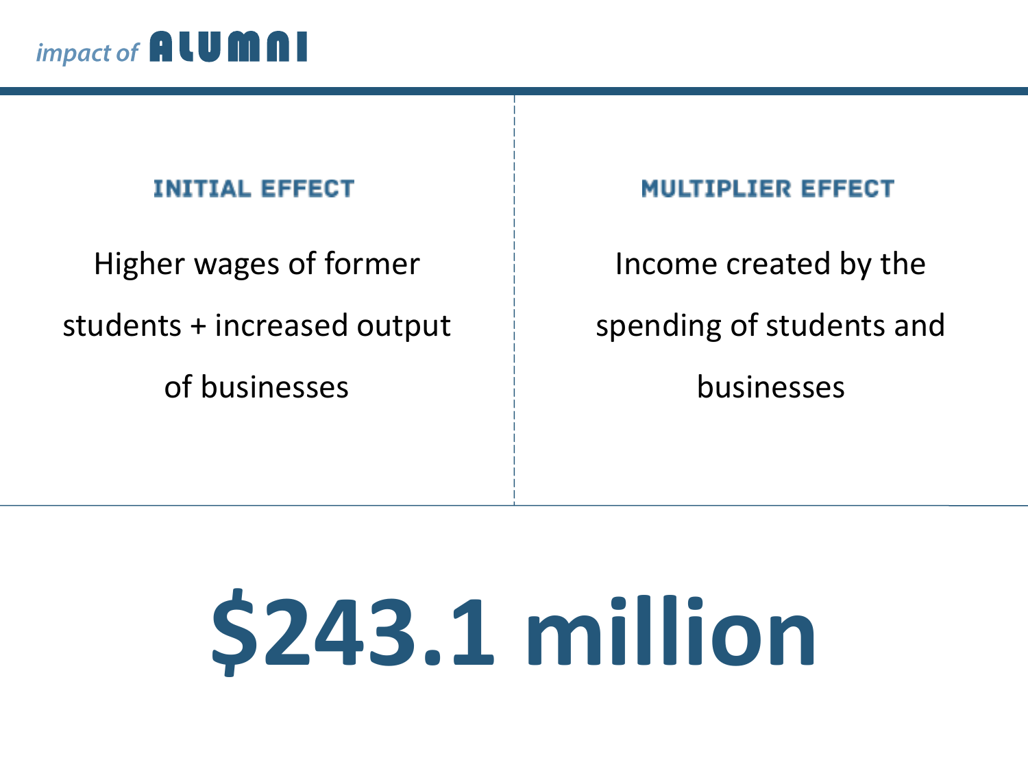# *impact of* ALUMNI

**INITIAL EFFECT**

Higher wages of former students + increased output of businesses

**MULTIPLIER EFFECT**

Income created by the spending of students and businesses

# $243.1 million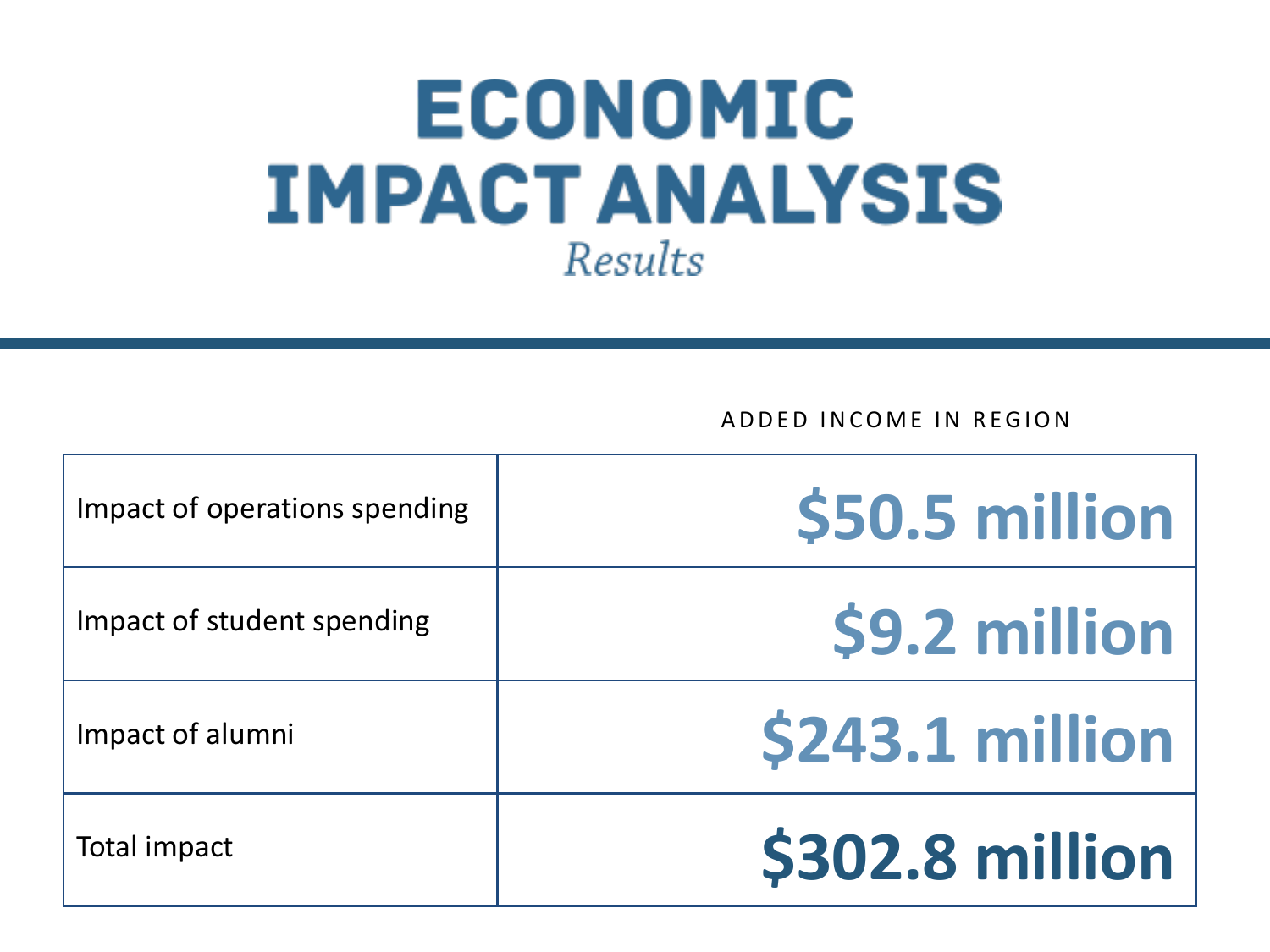# ECONOMIC IMPACT ANALYSIS

*Results*

| | ADDED INCOME IN REGION |
|---|---|
| Impact of operations spending | $50.5 million |
| Impact of student spending | $9.2 million |
| Impact of alumni | $243.1 million |
| Total impact | **$302.8 million** |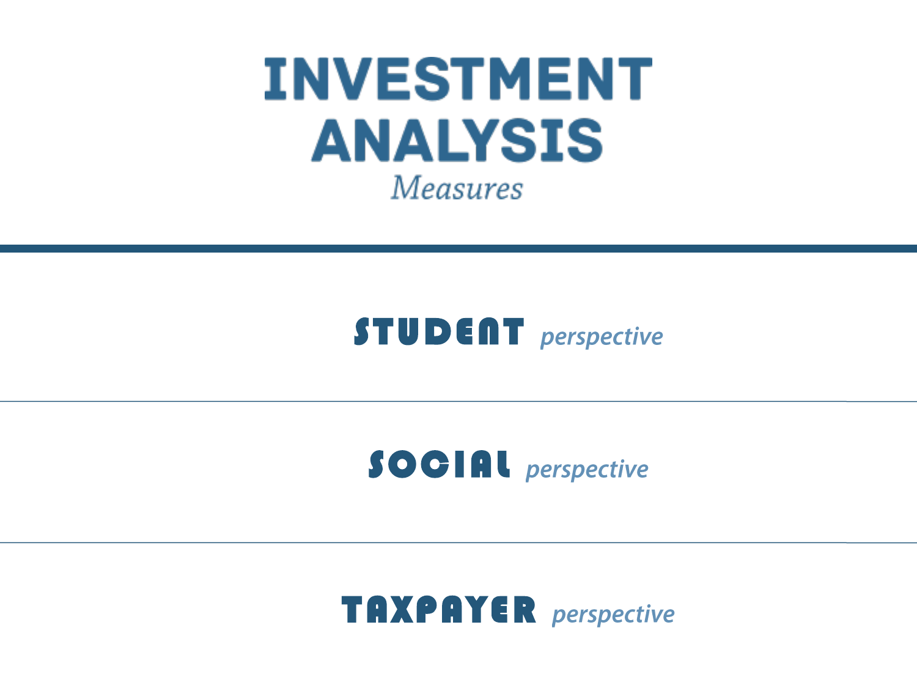# INVESTMENT ANALYSIS

*Measures*

---

## STUDENT *perspective*

---

## SOCIAL *perspective*

---

## TAXPAYER *perspective*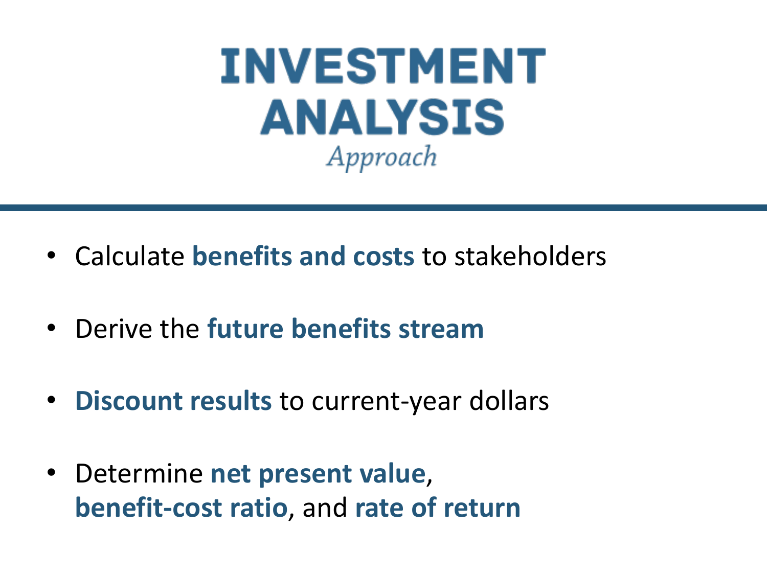# INVESTMENT ANALYSIS

*Approach*

- Calculate **benefits and costs** to stakeholders
- Derive the **future benefits stream**
- **Discount results** to current-year dollars
- Determine **net present value**, **benefit-cost ratio**, and **rate of return**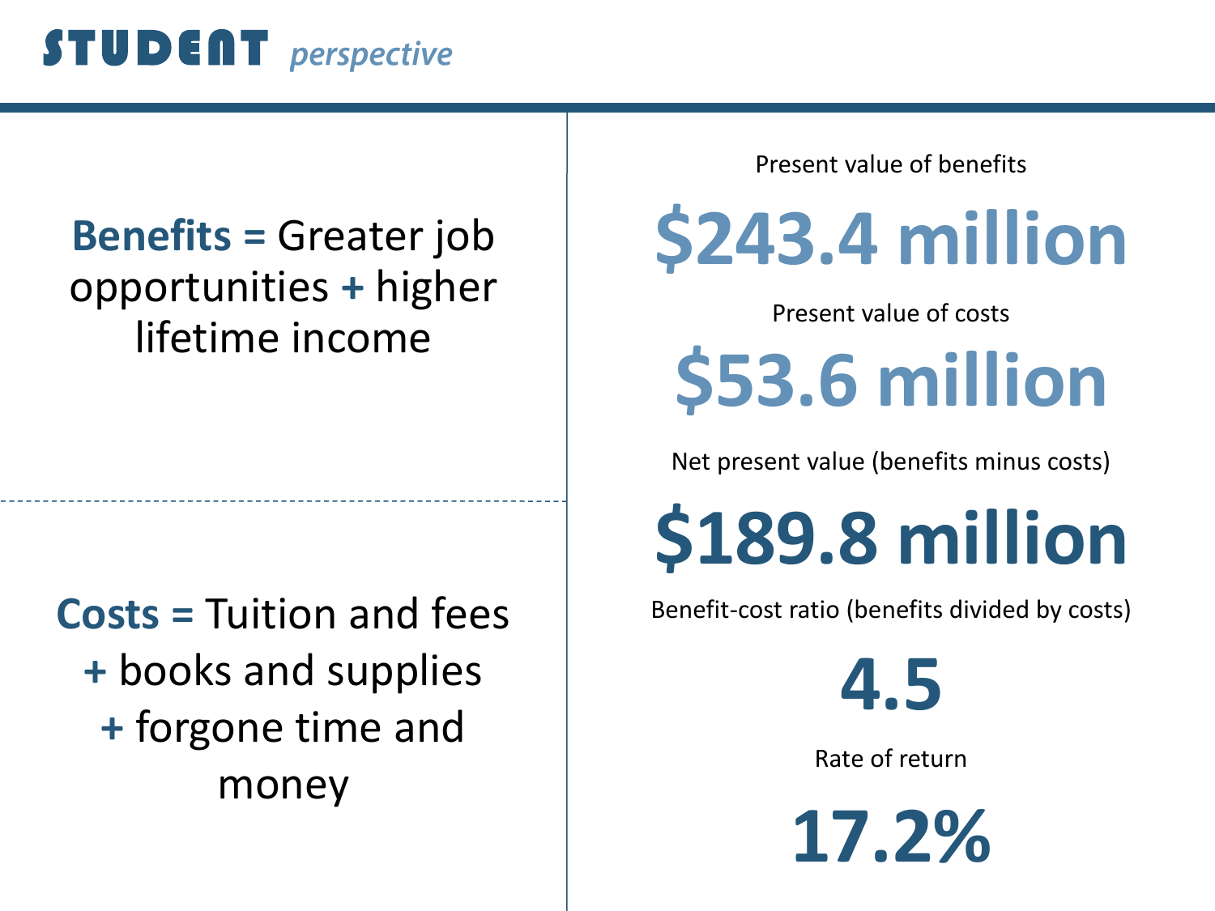# STUDENT *perspective*

**Benefits =** Greater job opportunities **+** higher lifetime income

**Costs =** Tuition and fees **+** books and supplies **+** forgone time and money

Present value of benefits

**$243.4 million**

Present value of costs

**$53.6 million**

Net present value (benefits minus costs)

**$189.8 million**

Benefit-cost ratio (benefits divided by costs)

**4.5**

Rate of return

**17.2%**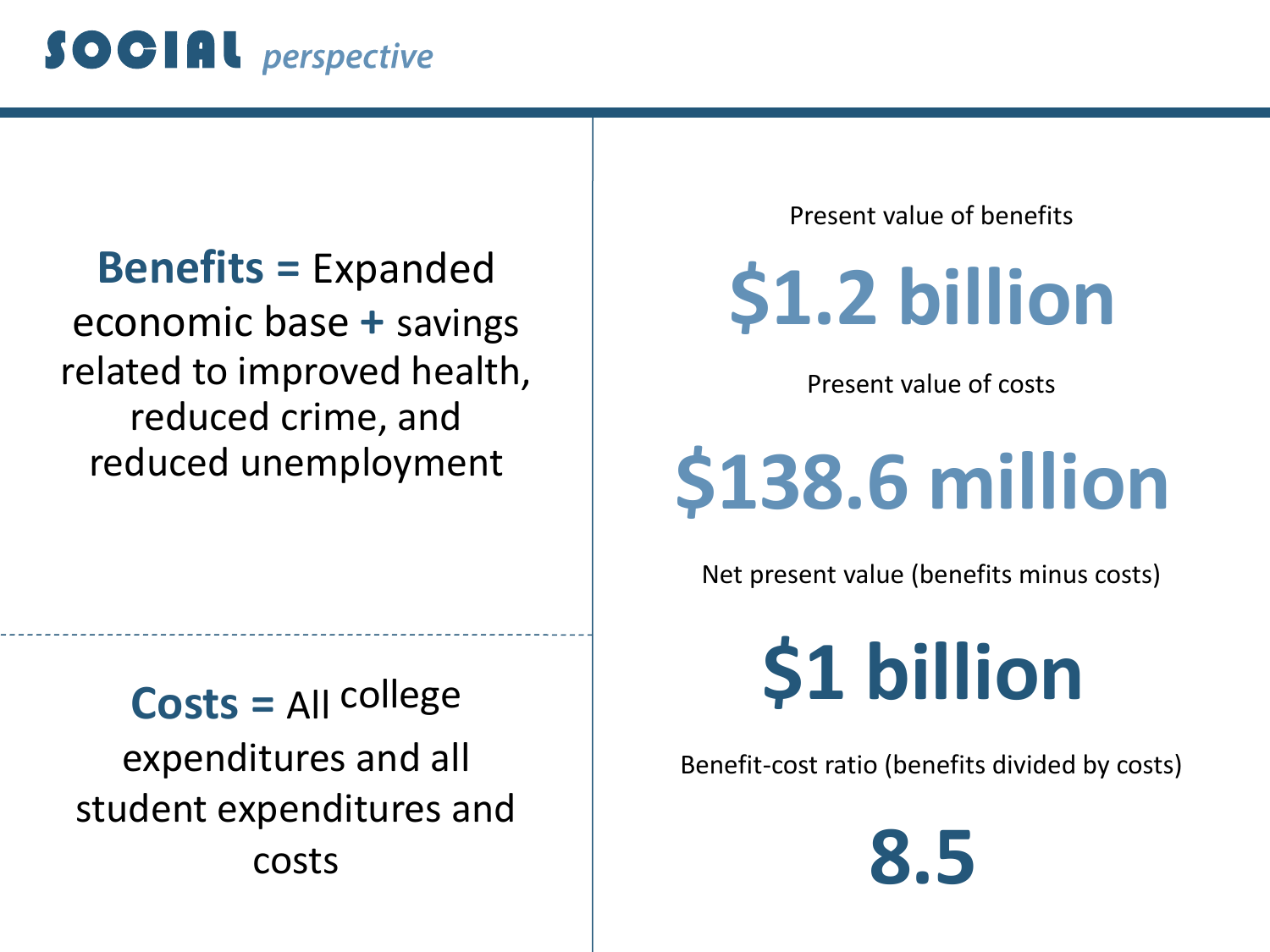# SOCIAL *perspective*

**Benefits =** Expanded economic base **+** savings related to improved health, reduced crime, and reduced unemployment

**Costs =** All college expenditures and all student expenditures and costs

Present value of benefits

**$1.2 billion**

Present value of costs

**$138.6 million**

Net present value (benefits minus costs)

**$1 billion**

Benefit-cost ratio (benefits divided by costs)

**8.5**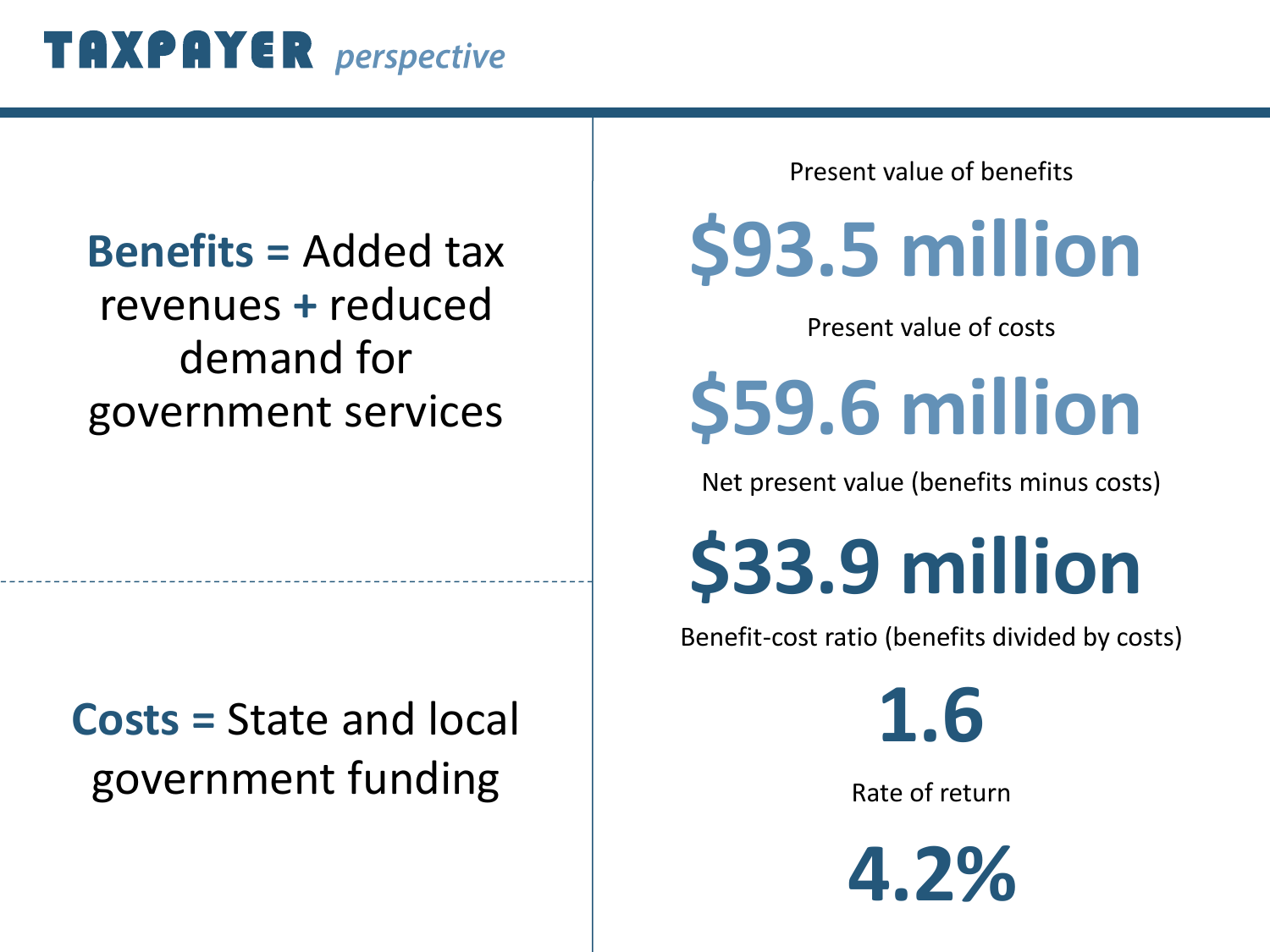# TAXPAYER *perspective*

**Benefits =** Added tax revenues **+** reduced demand for government services

**Costs =** State and local government funding

Present value of benefits

**$93.5 million**

Present value of costs

**$59.6 million**

Net present value (benefits minus costs)

**$33.9 million**

Benefit-cost ratio (benefits divided by costs)

**1.6**

Rate of return

**4.2%**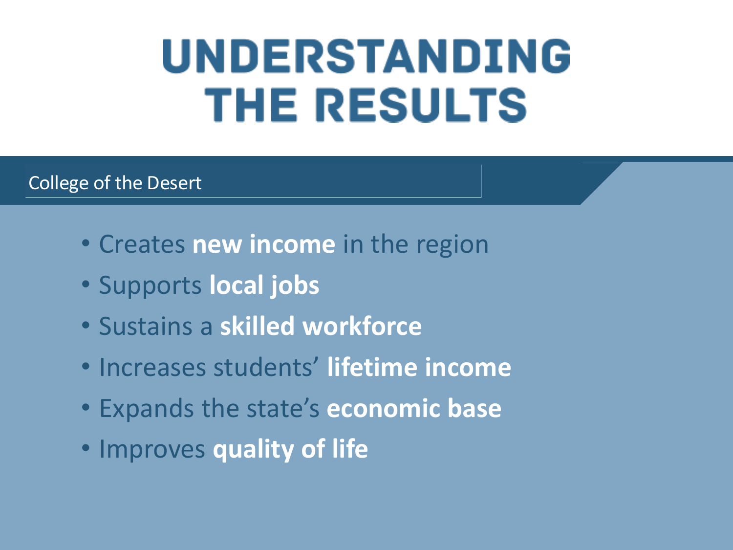# UNDERSTANDING THE RESULTS

College of the Desert

- Creates **new income** in the region
- Supports **local jobs**
- Sustains a **skilled workforce**
- Increases students' **lifetime income**
- Expands the state's **economic base**
- Improves **quality of life**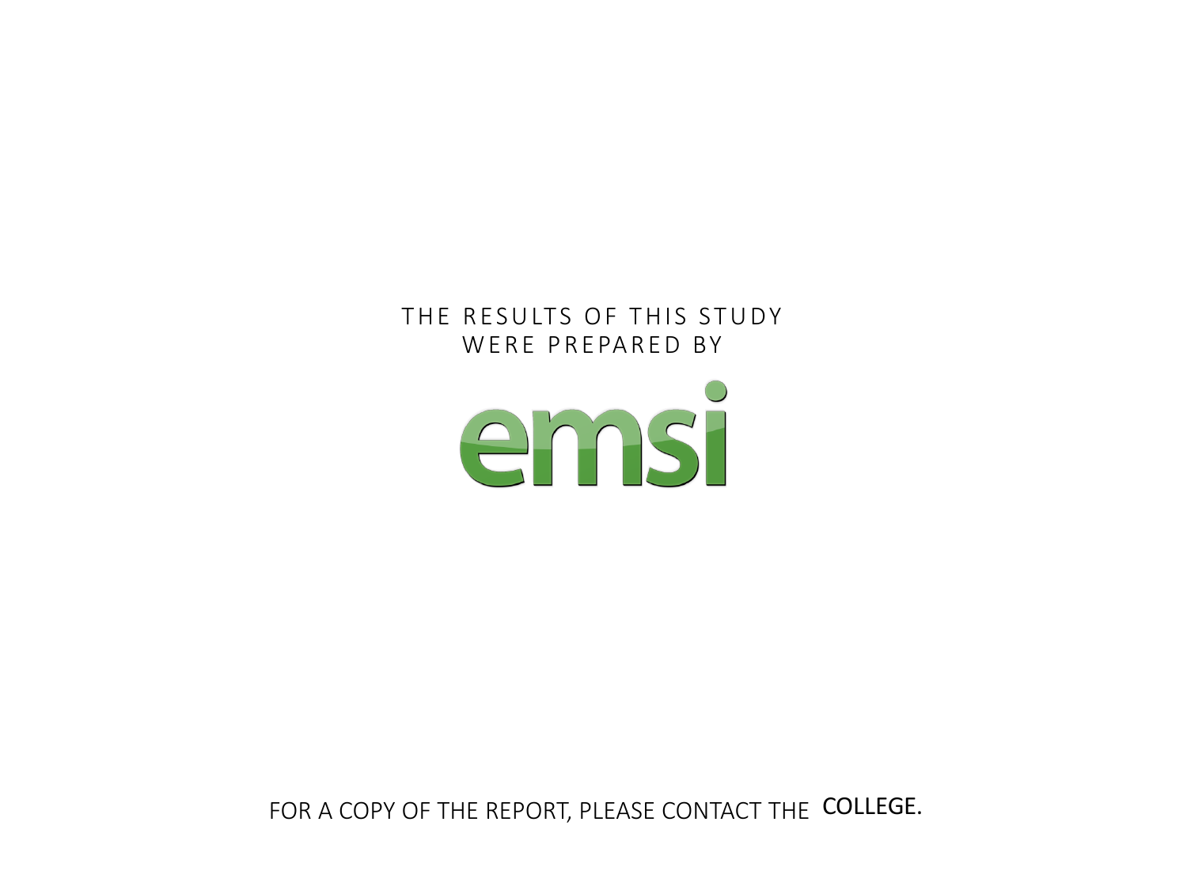THE RESULTS OF THIS STUDY
WERE PREPARED BY

emsi

FOR A COPY OF THE REPORT, PLEASE CONTACT THE COLLEGE.